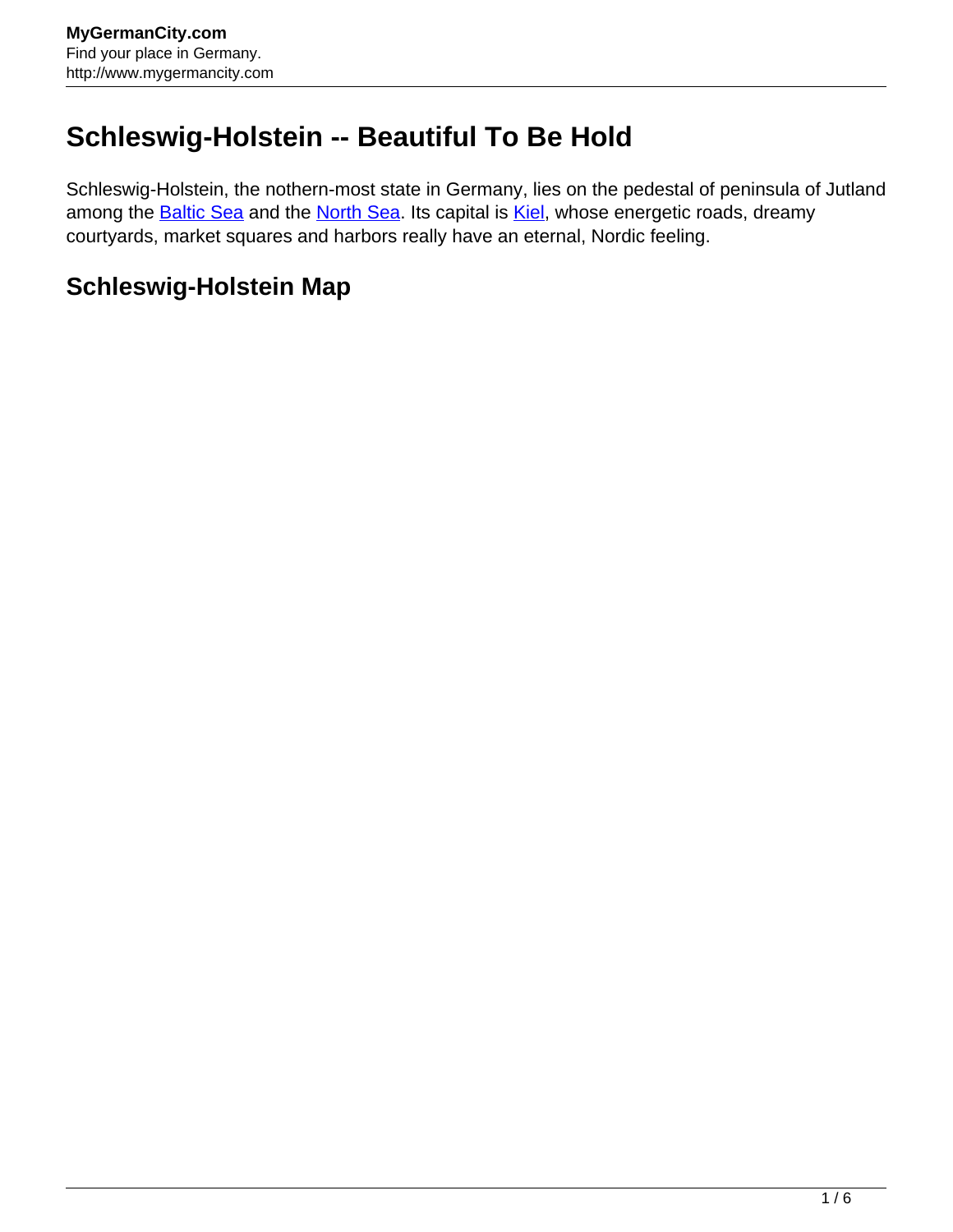# Schleswig-Holstein -- Beautiful To Be Hold

Schleswig-Holstein, the nothern-most state in Germany, lies on the pedestal of peninsula of Jutland among the Baltic Sea and the North Sea. Its capital is Kiel, whose energetic roads, dreamy courtyards, market squares and harbors really have an eternal, Nordic feeling.

## Schleswig-Holstein Map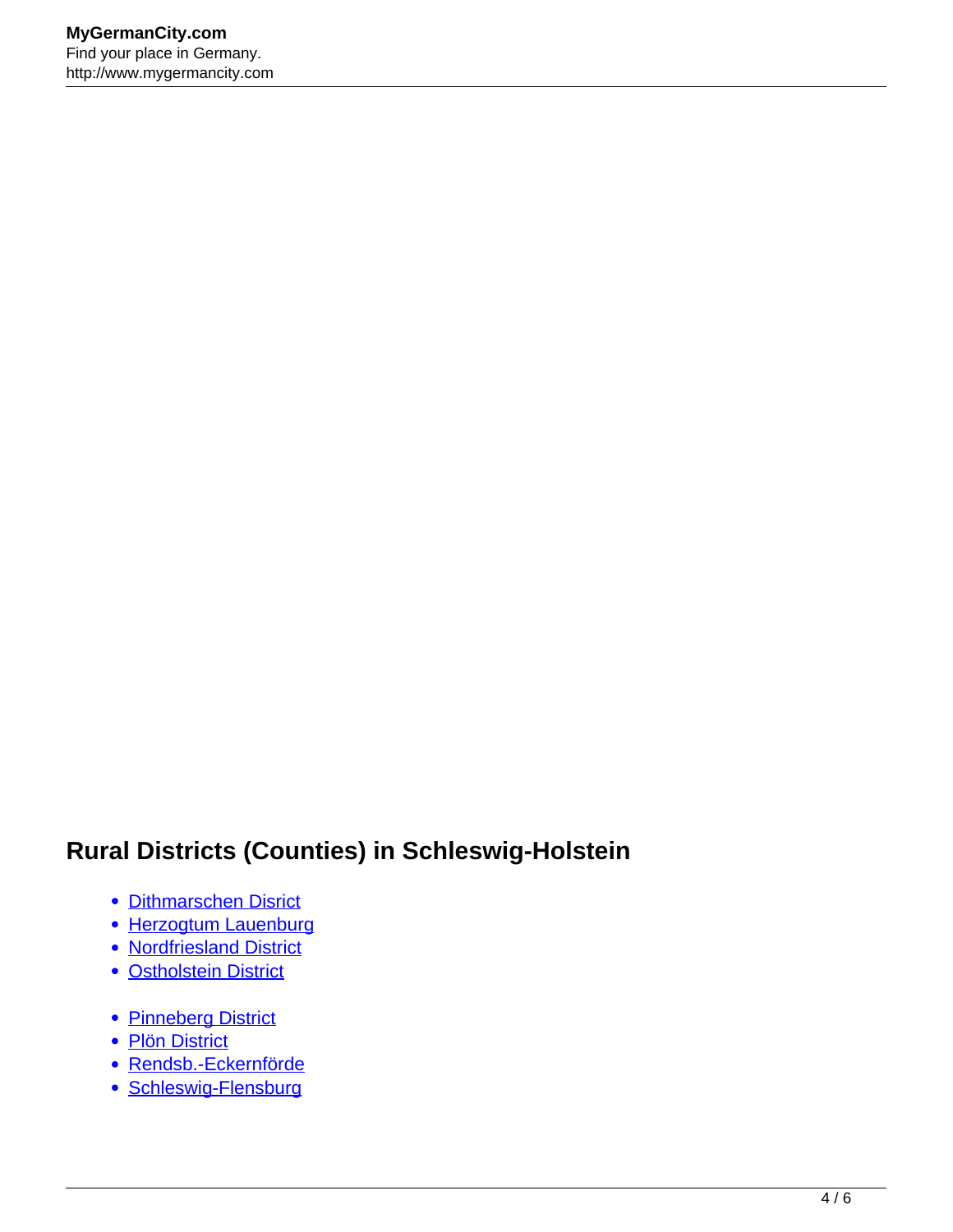## Rural Districts (Counties) in Schleswig-Holstein

- Dithmarschen Disrict
- Herzogtum Lauenburg
- Nordfriesland District
- Ostholstein District

- Pinneberg District
- Plön District
- Rendsb.-Eckernförde
- Schleswig-Flensburg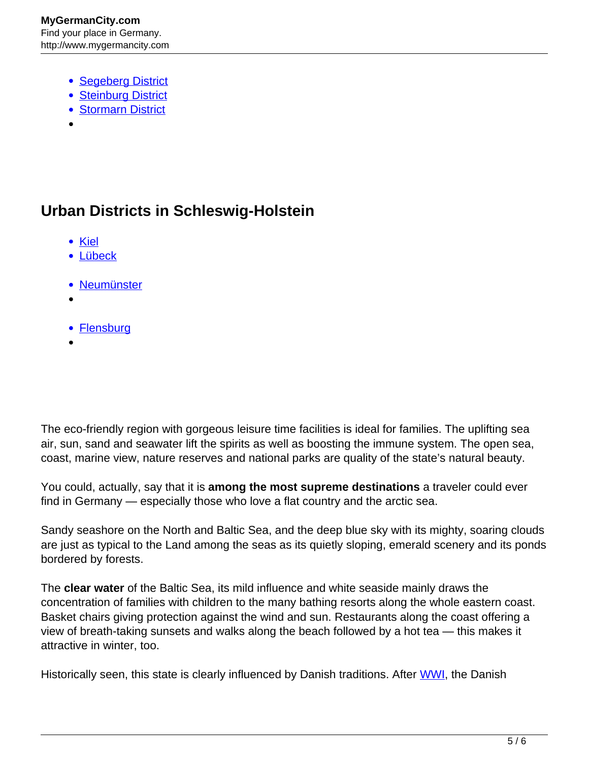- Segeberg District
- Steinburg District
- Stormarn District

## Urban Districts in Schleswig-Holstein

- Kiel
- Lübeck
- Neumünster
- Flensburg

The eco-friendly region with gorgeous leisure time facilities is ideal for families. The uplifting sea air, sun, sand and seawater lift the spirits as well as boosting the immune system. The open sea, coast, marine view, nature reserves and national parks are quality of the state's natural beauty.

You could, actually, say that it is **among the most supreme destinations** a traveler could ever find in Germany — especially those who love a flat country and the arctic sea.

Sandy seashore on the North and Baltic Sea, and the deep blue sky with its mighty, soaring clouds are just as typical to the Land among the seas as its quietly sloping, emerald scenery and its ponds bordered by forests.

The **clear water** of the Baltic Sea, its mild influence and white seaside mainly draws the concentration of families with children to the many bathing resorts along the whole eastern coast. Basket chairs giving protection against the wind and sun. Restaurants along the coast offering a view of breath-taking sunsets and walks along the beach followed by a hot tea — this makes it attractive in winter, too.

Historically seen, this state is clearly influenced by Danish traditions. After WWI, the Danish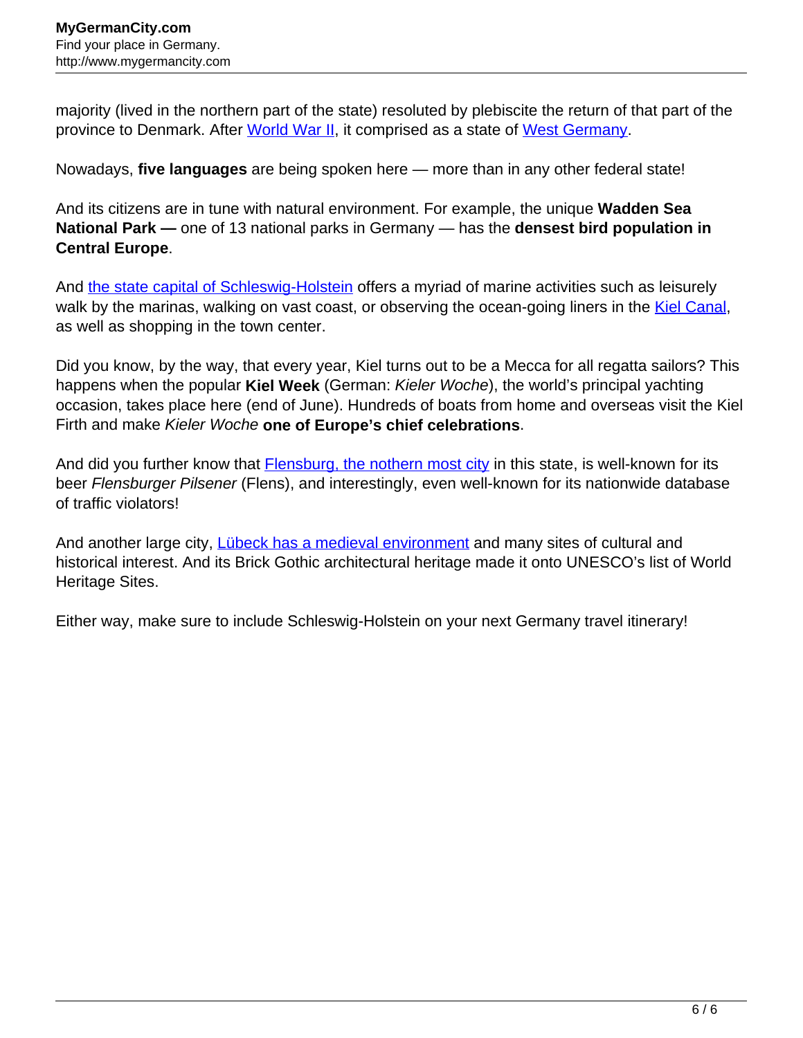majority (lived in the northern part of the state) resoluted by plebiscite the return of that part of the province to Denmark. After World War II, it comprised as a state of West Germany.

Nowadays, **five languages** are being spoken here — more than in any other federal state!

And its citizens are in tune with natural environment. For example, the unique **Wadden Sea National Park —** one of 13 national parks in Germany — has the **densest bird population in Central Europe**.

And the state capital of Schleswig-Holstein offers a myriad of marine activities such as leisurely walk by the marinas, walking on vast coast, or observing the ocean-going liners in the Kiel Canal, as well as shopping in the town center.

Did you know, by the way, that every year, Kiel turns out to be a Mecca for all regatta sailors? This happens when the popular **Kiel Week** (German: *Kieler Woche*), the world's principal yachting occasion, takes place here (end of June). Hundreds of boats from home and overseas visit the Kiel Firth and make *Kieler Woche* **one of Europe's chief celebrations**.

And did you further know that Flensburg, the nothern most city in this state, is well-known for its beer *Flensburger Pilsener* (Flens), and interestingly, even well-known for its nationwide database of traffic violators!

And another large city, Lübeck has a medieval environment and many sites of cultural and historical interest. And its Brick Gothic architectural heritage made it onto UNESCO's list of World Heritage Sites.

Either way, make sure to include Schleswig-Holstein on your next Germany travel itinerary!